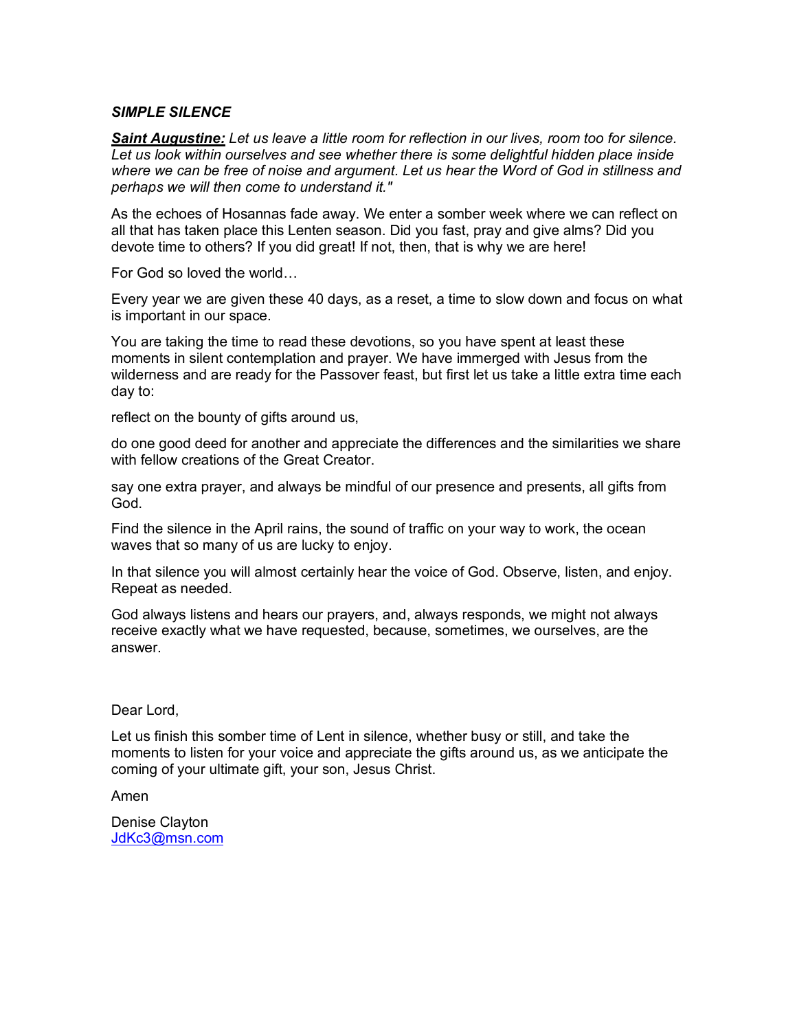***SIMPLE SILENCE***

***Saint Augustine:*** *Let us leave a little room for reflection in our lives, room too for silence. Let us look within ourselves and see whether there is some delightful hidden place inside where we can be free of noise and argument. Let us hear the Word of God in stillness and perhaps we will then come to understand it."*

As the echoes of Hosannas fade away. We enter a somber week where we can reflect on all that has taken place this Lenten season. Did you fast, pray and give alms? Did you devote time to others? If you did great! If not, then, that is why we are here!

For God so loved the world…

Every year we are given these 40 days, as a reset, a time to slow down and focus on what is important in our space.

You are taking the time to read these devotions, so you have spent at least these moments in silent contemplation and prayer. We have immerged with Jesus from the wilderness and are ready for the Passover feast, but first let us take a little extra time each day to:

reflect on the bounty of gifts around us,

do one good deed for another and appreciate the differences and the similarities we share with fellow creations of the Great Creator.

say one extra prayer, and always be mindful of our presence and presents, all gifts from God.

Find the silence in the April rains, the sound of traffic on your way to work, the ocean waves that so many of us are lucky to enjoy.

In that silence you will almost certainly hear the voice of God. Observe, listen, and enjoy. Repeat as needed.

God always listens and hears our prayers, and, always responds, we might not always receive exactly what we have requested, because, sometimes, we ourselves, are the answer.

Dear Lord,

Let us finish this somber time of Lent in silence, whether busy or still, and take the moments to listen for your voice and appreciate the gifts around us, as we anticipate the coming of your ultimate gift, your son, Jesus Christ.

Amen

Denise Clayton
JdKc3@msn.com